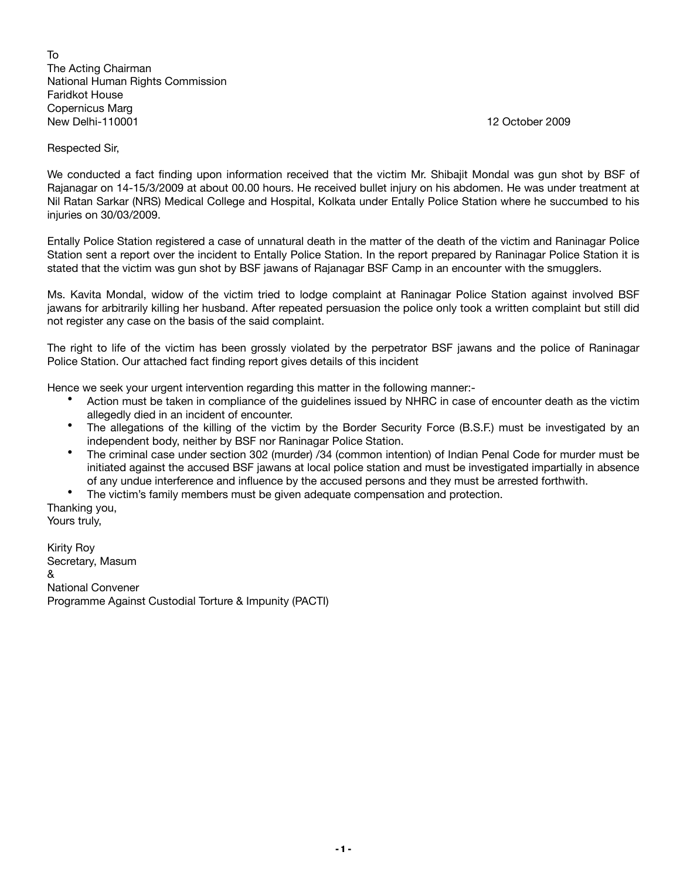To
The Acting Chairman
National Human Rights Commission
Faridkot House
Copernicus Marg
New Delhi-110001

12 October 2009

Respected Sir,

We conducted a fact finding upon information received that the victim Mr. Shibajit Mondal was gun shot by BSF of Rajanagar on 14-15/3/2009 at about 00.00 hours. He received bullet injury on his abdomen. He was under treatment at Nil Ratan Sarkar (NRS) Medical College and Hospital, Kolkata under Entally Police Station where he succumbed to his injuries on 30/03/2009.

Entally Police Station registered a case of unnatural death in the matter of the death of the victim and Raninagar Police Station sent a report over the incident to Entally Police Station. In the report prepared by Raninagar Police Station it is stated that the victim was gun shot by BSF jawans of Rajanagar BSF Camp in an encounter with the smugglers.

Ms. Kavita Mondal, widow of the victim tried to lodge complaint at Raninagar Police Station against involved BSF jawans for arbitrarily killing her husband. After repeated persuasion the police only took a written complaint but still did not register any case on the basis of the said complaint.

The right to life of the victim has been grossly violated by the perpetrator BSF jawans and the police of Raninagar Police Station. Our attached fact finding report gives details of this incident

Hence we seek your urgent intervention regarding this matter in the following manner:-

- Action must be taken in compliance of the guidelines issued by NHRC in case of encounter death as the victim allegedly died in an incident of encounter.
- The allegations of the killing of the victim by the Border Security Force (B.S.F.) must be investigated by an independent body, neither by BSF nor Raninagar Police Station.
- The criminal case under section 302 (murder) /34 (common intention) of Indian Penal Code for murder must be initiated against the accused BSF jawans at local police station and must be investigated impartially in absence of any undue interference and influence by the accused persons and they must be arrested forthwith.
- The victim's family members must be given adequate compensation and protection.

Thanking you,
Yours truly,

Kirity Roy
Secretary, Masum
&
National Convener
Programme Against Custodial Torture & Impunity (PACTI)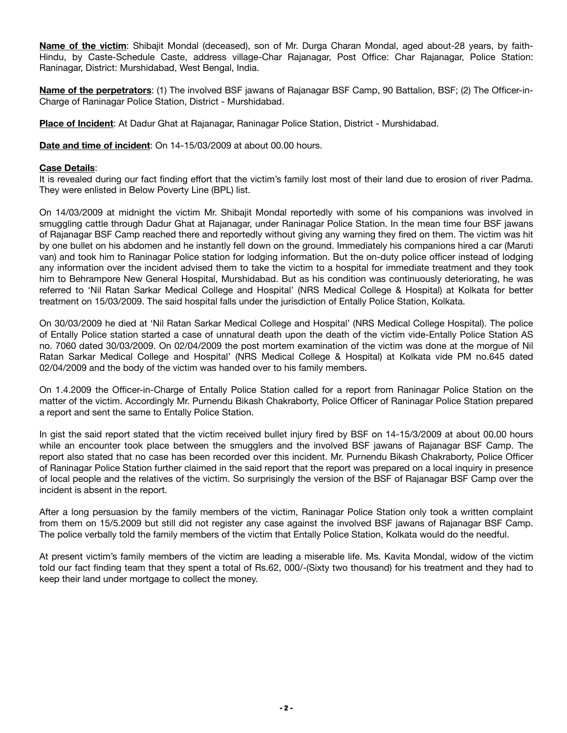**Name of the victim**: Shibajit Mondal (deceased), son of Mr. Durga Charan Mondal, aged about-28 years, by faith-Hindu, by Caste-Schedule Caste, address village-Char Rajanagar, Post Office: Char Rajanagar, Police Station: Raninagar, District: Murshidabad, West Bengal, India.

**Name of the perpetrators**: (1) The involved BSF jawans of Rajanagar BSF Camp, 90 Battalion, BSF; (2) The Officer-in-Charge of Raninagar Police Station, District - Murshidabad.

**Place of Incident**: At Dadur Ghat at Rajanagar, Raninagar Police Station, District - Murshidabad.

**Date and time of incident**: On 14-15/03/2009 at about 00.00 hours.

**Case Details**:
It is revealed during our fact finding effort that the victim's family lost most of their land due to erosion of river Padma. They were enlisted in Below Poverty Line (BPL) list.

On 14/03/2009 at midnight the victim Mr. Shibajit Mondal reportedly with some of his companions was involved in smuggling cattle through Dadur Ghat at Rajanagar, under Raninagar Police Station. In the mean time four BSF jawans of Rajanagar BSF Camp reached there and reportedly without giving any warning they fired on them. The victim was hit by one bullet on his abdomen and he instantly fell down on the ground. Immediately his companions hired a car (Maruti van) and took him to Raninagar Police station for lodging information. But the on-duty police officer instead of lodging any information over the incident advised them to take the victim to a hospital for immediate treatment and they took him to Behrampore New General Hospital, Murshidabad. But as his condition was continuously deteriorating, he was referred to 'Nil Ratan Sarkar Medical College and Hospital' (NRS Medical College & Hospital) at Kolkata for better treatment on 15/03/2009. The said hospital falls under the jurisdiction of Entally Police Station, Kolkata.

On 30/03/2009 he died at 'Nil Ratan Sarkar Medical College and Hospital' (NRS Medical College Hospital). The police of Entally Police station started a case of unnatural death upon the death of the victim vide-Entally Police Station AS no. 7060 dated 30/03/2009. On 02/04/2009 the post mortem examination of the victim was done at the morgue of Nil Ratan Sarkar Medical College and Hospital' (NRS Medical College & Hospital) at Kolkata vide PM no.645 dated 02/04/2009 and the body of the victim was handed over to his family members.

On 1.4.2009 the Officer-in-Charge of Entally Police Station called for a report from Raninagar Police Station on the matter of the victim. Accordingly Mr. Purnendu Bikash Chakraborty, Police Officer of Raninagar Police Station prepared a report and sent the same to Entally Police Station.

In gist the said report stated that the victim received bullet injury fired by BSF on 14-15/3/2009 at about 00.00 hours while an encounter took place between the smugglers and the involved BSF jawans of Rajanagar BSF Camp. The report also stated that no case has been recorded over this incident. Mr. Purnendu Bikash Chakraborty, Police Officer of Raninagar Police Station further claimed in the said report that the report was prepared on a local inquiry in presence of local people and the relatives of the victim. So surprisingly the version of the BSF of Rajanagar BSF Camp over the incident is absent in the report.

After a long persuasion by the family members of the victim, Raninagar Police Station only took a written complaint from them on 15/5.2009 but still did not register any case against the involved BSF jawans of Rajanagar BSF Camp. The police verbally told the family members of the victim that Entally Police Station, Kolkata would do the needful.

At present victim's family members of the victim are leading a miserable life. Ms. Kavita Mondal, widow of the victim told our fact finding team that they spent a total of Rs.62, 000/-(Sixty two thousand) for his treatment and they had to keep their land under mortgage to collect the money.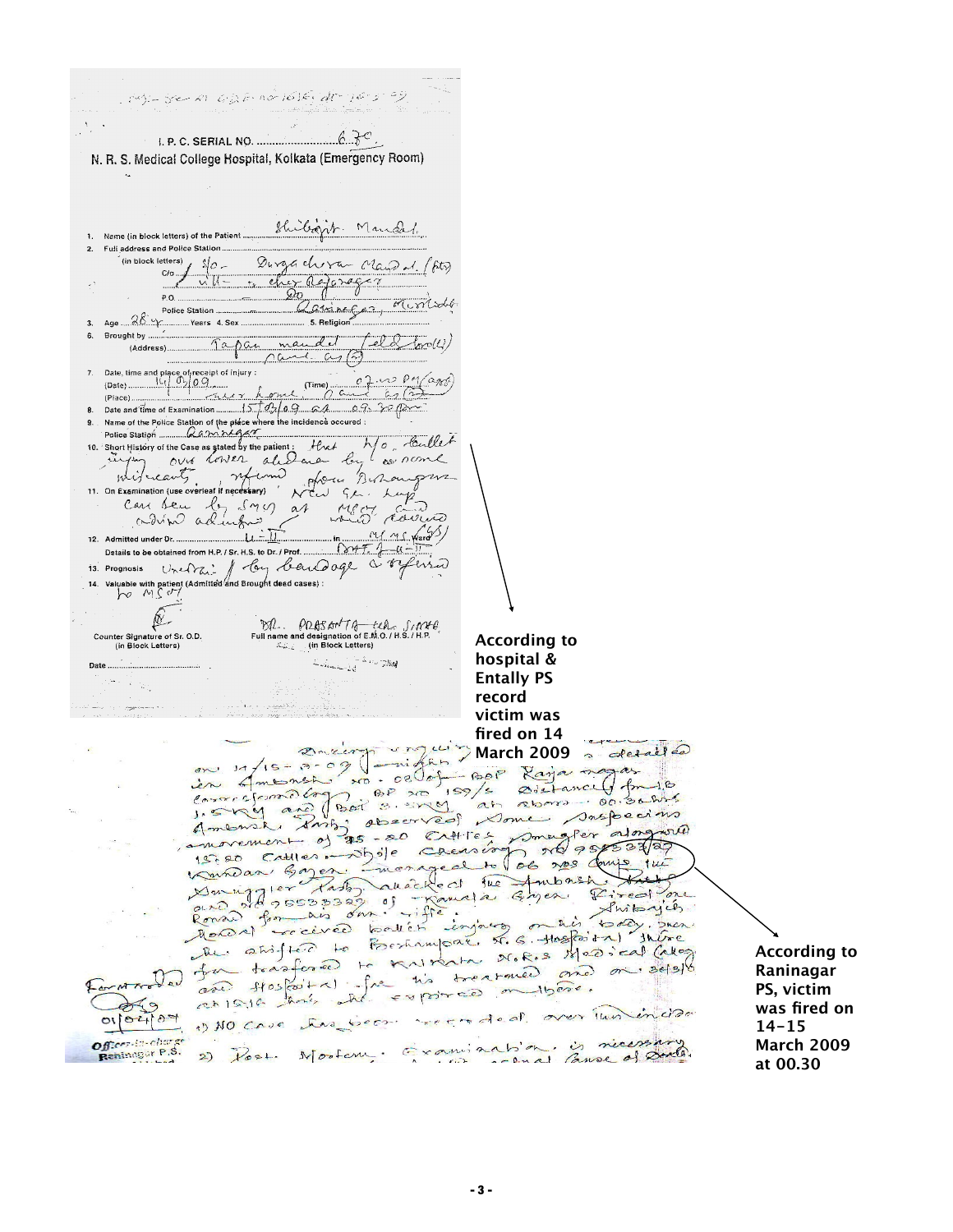I. P. C. SERIAL NO. 670.

N. R. S. Medical College Hospital, Kolkata (Emergency Room)

1. Name (in block letters) of the Patient: Shibajit Mandal
2. Full address and Police Station (in block letters) C/o: S/o - Durgacharan Mandal (Lt.) Vill - Char Rajanagar P.O. - Do Police Station: Raninagar, Murshidabad
3. Age 28 yr. Years 4. Sex 5. Religion
6. Brought by (Address): Tapan Mandal (elder brother) Same as (1)
7. Date, time and place of receipt of injury: (Date) 14/03/09 (Time) 07.45 PM (app) (Place) near home, same as (2)
8. Date and time of Examination: 15/03/09 at 09.30 pm
9. Name of the Police Station of the place where the incidence occured: Police Station Raninagar
10. Short History of the Case as stated by the patient: that h/o bullet injury over lower abdomen by some miscreants, referred from Berhampur New Gen. Hosp.
11. On Examination (use overleaf if necessary): Case seen by SMO at MCH and advised admission
12. Admitted under Dr. U-II in ... ward. Details to be obtained from H.P. / Sr. H.S. to Dr. / Prof.
13. Prognosis: Unstable / by bandage & referred
14. Valuable with patient (Admitted and Brought dead cases): No MS...

Counter Signature of Sr. O.D. (in Block Letters)

DR. PRASANTA KR. SINHA
Full name and designation of E.M.O. / H.S. / H.P. (in Block Letters)

Date

**According to hospital & Entally PS record victim was fired on 14 March 2009**

During enquiry ... detailed on 14/15-3-09 night ... in Ambush ... BOP Rajanagar ... BP no 159/S distance ... 1.5 ... and ... at about 00.30 hrs ... Ambush party observed some suspicious movement of 25-30 cattle smuggler alongwith 15-20 cattles ... while crossing ... 955 ... Kandan Gayen managed to ... the smuggler party attacked the ambush party ... Kamala Gayen fired one ... from his own rifle ... Shibajit Mandal received bullet injury on his body, then he shifted to Berhampore N.G. Hospital there from transferred to Kolkata N.R.S. Medical College and Hospital for his treatment and on 20/3/... at 15.10 hrs he expired on there.

1) NO Case has been recorded over this incident.

2) Post Mortem examination is necessary ... actual cause of death.

Forwarded
01/04/09
Officer-in-charge Raninagar P.S.

**According to Raninagar PS, victim was fired on 14-15 March 2009 at 00.30**